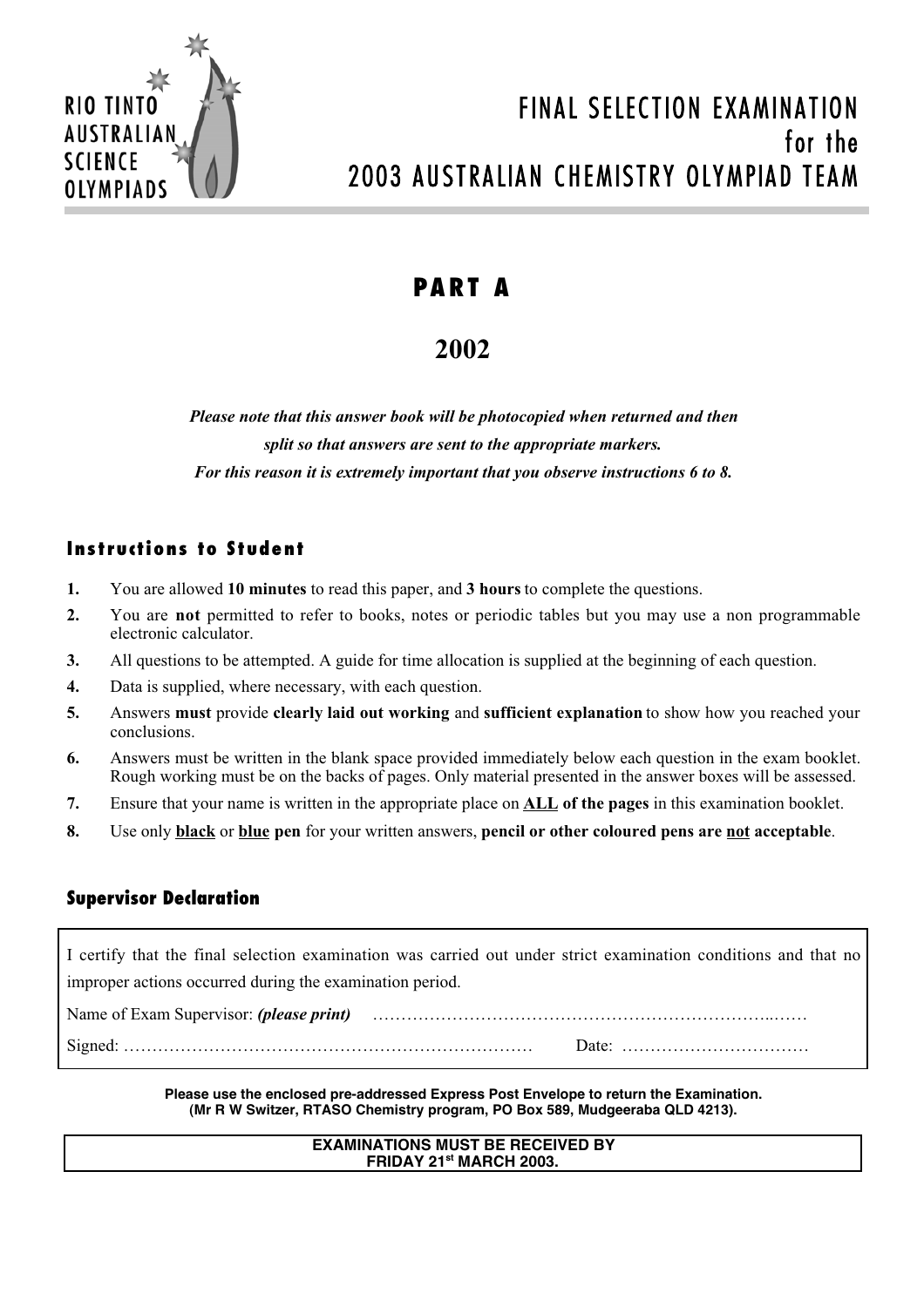RIO TINTO AUSTRALIAN SCIENCE OLYMPIADS

# FINAL SELECTION EXAMINATION for the 2003 AUSTRALIAN CHEMISTRY OLYMPIAD TEAM

## PART A

## 2002

***Please note that this answer book will be photocopied when returned and then split so that answers are sent to the appropriate markers. For this reason it is extremely important that you observe instructions 6 to 8.***

### Instructions to Student

1. You are allowed **10 minutes** to read this paper, and **3 hours** to complete the questions.
2. You are **not** permitted to refer to books, notes or periodic tables but you may use a non programmable electronic calculator.
3. All questions to be attempted. A guide for time allocation is supplied at the beginning of each question.
4. Data is supplied, where necessary, with each question.
5. Answers **must** provide **clearly laid out working** and **sufficient explanation** to show how you reached your conclusions.
6. Answers must be written in the blank space provided immediately below each question in the exam booklet. Rough working must be on the backs of pages. Only material presented in the answer boxes will be assessed.
7. Ensure that your name is written in the appropriate place on **ALL of the pages** in this examination booklet.
8. Use only **black** or **blue pen** for your written answers, **pencil or other coloured pens are not acceptable**.

### Supervisor Declaration

I certify that the final selection examination was carried out under strict examination conditions and that no improper actions occurred during the examination period.

Name of Exam Supervisor: ***(please print)*** ……………………………………………………………..……

Signed: ……………………………………………………………… Date: ……………………………

**Please use the enclosed pre-addressed Express Post Envelope to return the Examination. (Mr R W Switzer, RTASO Chemistry program, PO Box 589, Mudgeeraba QLD 4213).**

**EXAMINATIONS MUST BE RECEIVED BY FRIDAY 21st MARCH 2003.**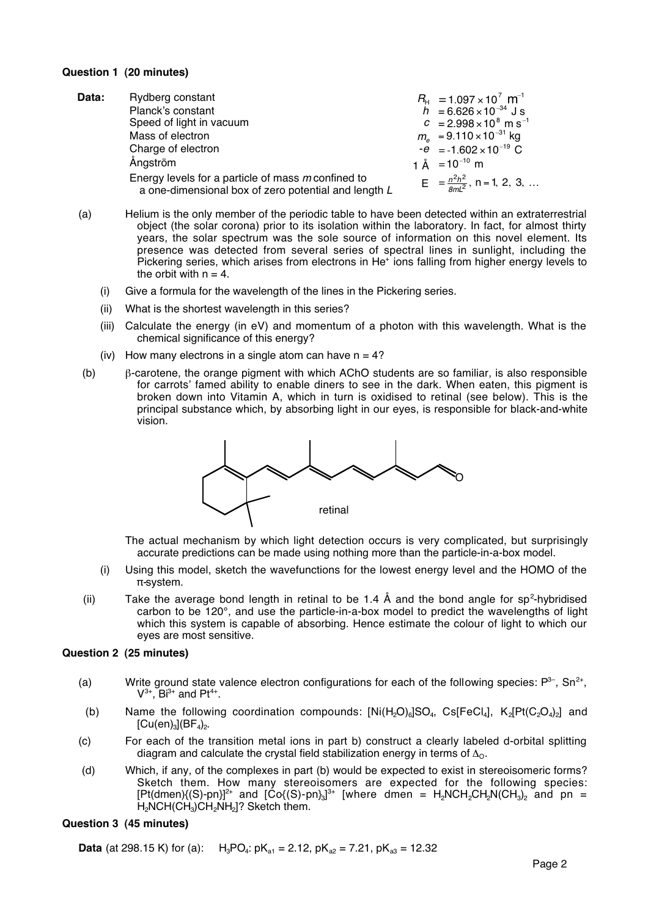### Question 1 (20 minutes)

**Data:**

| | |
|---|---|
| Rydberg constant | $R_H = 1.097 \times 10^7 \text{ m}^{-1}$ |
| Planck's constant | $h = 6.626 \times 10^{-34}$ J s |
| Speed of light in vacuum | $c = 2.998 \times 10^8 \text{ m s}^{-1}$ |
| Mass of electron | $m_e = 9.110 \times 10^{-31}$ kg |
| Charge of electron | $-e = -1.602 \times 10^{-19}$ C |
| Ångström | $1 \text{ Å} = 10^{-10}$ m |
| Energy levels for a particle of mass *m* confined to a one-dimensional box of zero potential and length *L* | $E = \frac{n^2h^2}{8mL^2}$, n = 1, 2, 3, … |

(a) Helium is the only member of the periodic table to have been detected within an extraterrestrial object (the solar corona) prior to its isolation within the laboratory. In fact, for almost thirty years, the solar spectrum was the sole source of information on this novel element. Its presence was detected from several series of spectral lines in sunlight, including the Pickering series, which arises from electrons in $He^+$ ions falling from higher energy levels to the orbit with n = 4.

(i) Give a formula for the wavelength of the lines in the Pickering series.

(ii) What is the shortest wavelength in this series?

(iii) Calculate the energy (in eV) and momentum of a photon with this wavelength. What is the chemical significance of this energy?

(iv) How many electrons in a single atom can have n = 4?

(b) β-carotene, the orange pigment with which AChO students are so familiar, is also responsible for carrots' famed ability to enable diners to see in the dark. When eaten, this pigment is broken down into Vitamin A, which in turn is oxidised to retinal (see below). This is the principal substance which, by absorbing light in our eyes, is responsible for black-and-white vision.

retinal

The actual mechanism by which light detection occurs is very complicated, but surprisingly accurate predictions can be made using nothing more than the particle-in-a-box model.

(i) Using this model, sketch the wavefunctions for the lowest energy level and the HOMO of the π-system.

(ii) Take the average bond length in retinal to be 1.4 Å and the bond angle for $sp^2$-hybridised carbon to be 120°, and use the particle-in-a-box model to predict the wavelengths of light which this system is capable of absorbing. Hence estimate the colour of light to which our eyes are most sensitive.

### Question 2 (25 minutes)

(a) Write ground state valence electron configurations for each of the following species: $P^{3-}$, $Sn^{2+}$, $V^{3+}$, $Bi^{3+}$ and $Pt^{4+}$.

(b) Name the following coordination compounds: $[Ni(H_2O)_6]SO_4$, $Cs[FeCl_4]$, $K_2[Pt(C_2O_4)_2]$ and $[Cu(en)_3](BF_4)_2$.

(c) For each of the transition metal ions in part b) construct a clearly labeled d-orbital splitting diagram and calculate the crystal field stabilization energy in terms of $\Delta_O$.

(d) Which, if any, of the complexes in part (b) would be expected to exist in stereoisomeric forms? Sketch them. How many stereoisomers are expected for the following species: $[Pt(dmen)\{(S)\text{-pn}\}]^{2+}$ and $[Co\{(S)\text{-pn}\}_3]^{3+}$ [where dmen = $H_2NCH_2CH_2N(CH_3)_2$ and pn = $H_2NCH(CH_3)CH_2NH_2$]? Sketch them.

### Question 3 (45 minutes)

**Data** (at 298.15 K) for (a): $H_3PO_4$: $pK_{a1}$ = 2.12, $pK_{a2}$ = 7.21, $pK_{a3}$ = 12.32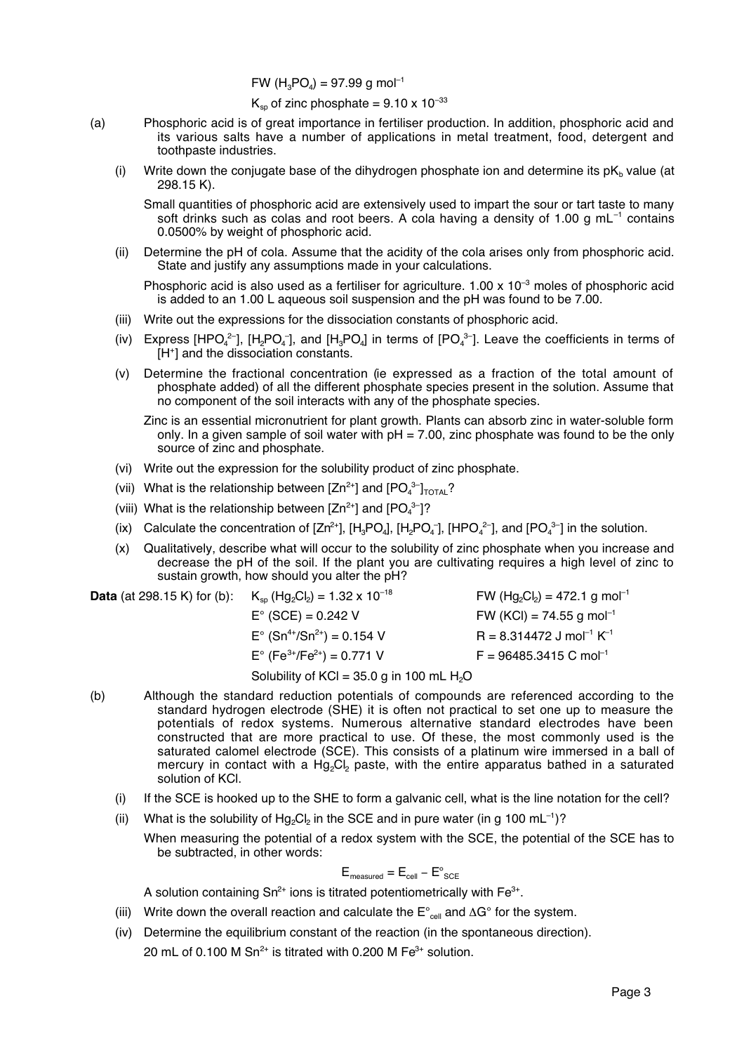FW ($H_3PO_4$) = 97.99 g mol$^{-1}$

$K_{sp}$ of zinc phosphate = 9.10 x $10^{-33}$

(a) Phosphoric acid is of great importance in fertiliser production. In addition, phosphoric acid and its various salts have a number of applications in metal treatment, food, detergent and toothpaste industries.

(i) Write down the conjugate base of the dihydrogen phosphate ion and determine its $pK_b$ value (at 298.15 K).

Small quantities of phosphoric acid are extensively used to impart the sour or tart taste to many soft drinks such as colas and root beers. A cola having a density of 1.00 g mL$^{-1}$ contains 0.0500% by weight of phosphoric acid.

(ii) Determine the pH of cola. Assume that the acidity of the cola arises only from phosphoric acid. State and justify any assumptions made in your calculations.

Phosphoric acid is also used as a fertiliser for agriculture. 1.00 x $10^{-3}$ moles of phosphoric acid is added to an 1.00 L aqueous soil suspension and the pH was found to be 7.00.

(iii) Write out the expressions for the dissociation constants of phosphoric acid.

(iv) Express [$HPO_4^{2-}$], [$H_2PO_4^-$], and [$H_3PO_4$] in terms of [$PO_4^{3-}$]. Leave the coefficients in terms of [$H^+$] and the dissociation constants.

(v) Determine the fractional concentration (ie expressed as a fraction of the total amount of phosphate added) of all the different phosphate species present in the solution. Assume that no component of the soil interacts with any of the phosphate species.

Zinc is an essential micronutrient for plant growth. Plants can absorb zinc in water-soluble form only. In a given sample of soil water with pH = 7.00, zinc phosphate was found to be the only source of zinc and phosphate.

(vi) Write out the expression for the solubility product of zinc phosphate.

(vii) What is the relationship between [$Zn^{2+}$] and [$PO_4^{3-}$]$_{TOTAL}$?

(viii) What is the relationship between [$Zn^{2+}$] and [$PO_4^{3-}$]?

(ix) Calculate the concentration of [$Zn^{2+}$], [$H_3PO_4$], [$H_2PO_4^-$], [$HPO_4^{2-}$], and [$PO_4^{3-}$] in the solution.

(x) Qualitatively, describe what will occur to the solubility of zinc phosphate when you increase and decrease the pH of the soil. If the plant you are cultivating requires a high level of zinc to sustain growth, how should you alter the pH?

**Data** (at 298.15 K) for (b):

| | |
|---|---|
| $K_{sp}$ ($Hg_2Cl_2$) = 1.32 x $10^{-18}$ | FW ($Hg_2Cl_2$) = 472.1 g mol$^{-1}$ |
| E° (SCE) = 0.242 V | FW (KCl) = 74.55 g mol$^{-1}$ |
| E° ($Sn^{4+}/Sn^{2+}$) = 0.154 V | R = 8.314472 J mol$^{-1}$ K$^{-1}$ |
| E° ($Fe^{3+}/Fe^{2+}$) = 0.771 V | F = 96485.3415 C mol$^{-1}$ |

Solubility of KCl = 35.0 g in 100 mL $H_2O$

(b) Although the standard reduction potentials of compounds are referenced according to the standard hydrogen electrode (SHE) it is often not practical to set one up to measure the potentials of redox systems. Numerous alternative standard electrodes have been constructed that are more practical to use. Of these, the most commonly used is the saturated calomel electrode (SCE). This consists of a platinum wire immersed in a ball of mercury in contact with a $Hg_2Cl_2$ paste, with the entire apparatus bathed in a saturated solution of KCl.

(i) If the SCE is hooked up to the SHE to form a galvanic cell, what is the line notation for the cell?

(ii) What is the solubility of $Hg_2Cl_2$ in the SCE and in pure water (in g 100 mL$^{-1}$)?

When measuring the potential of a redox system with the SCE, the potential of the SCE has to be subtracted, in other words:

$$E_{measured} = E_{cell} - E^\circ_{SCE}$$

A solution containing $Sn^{2+}$ ions is titrated potentiometrically with $Fe^{3+}$.

(iii) Write down the overall reaction and calculate the $E^\circ_{cell}$ and $\Delta G^\circ$ for the system.

(iv) Determine the equilibrium constant of the reaction (in the spontaneous direction).

20 mL of 0.100 M $Sn^{2+}$ is titrated with 0.200 M $Fe^{3+}$ solution.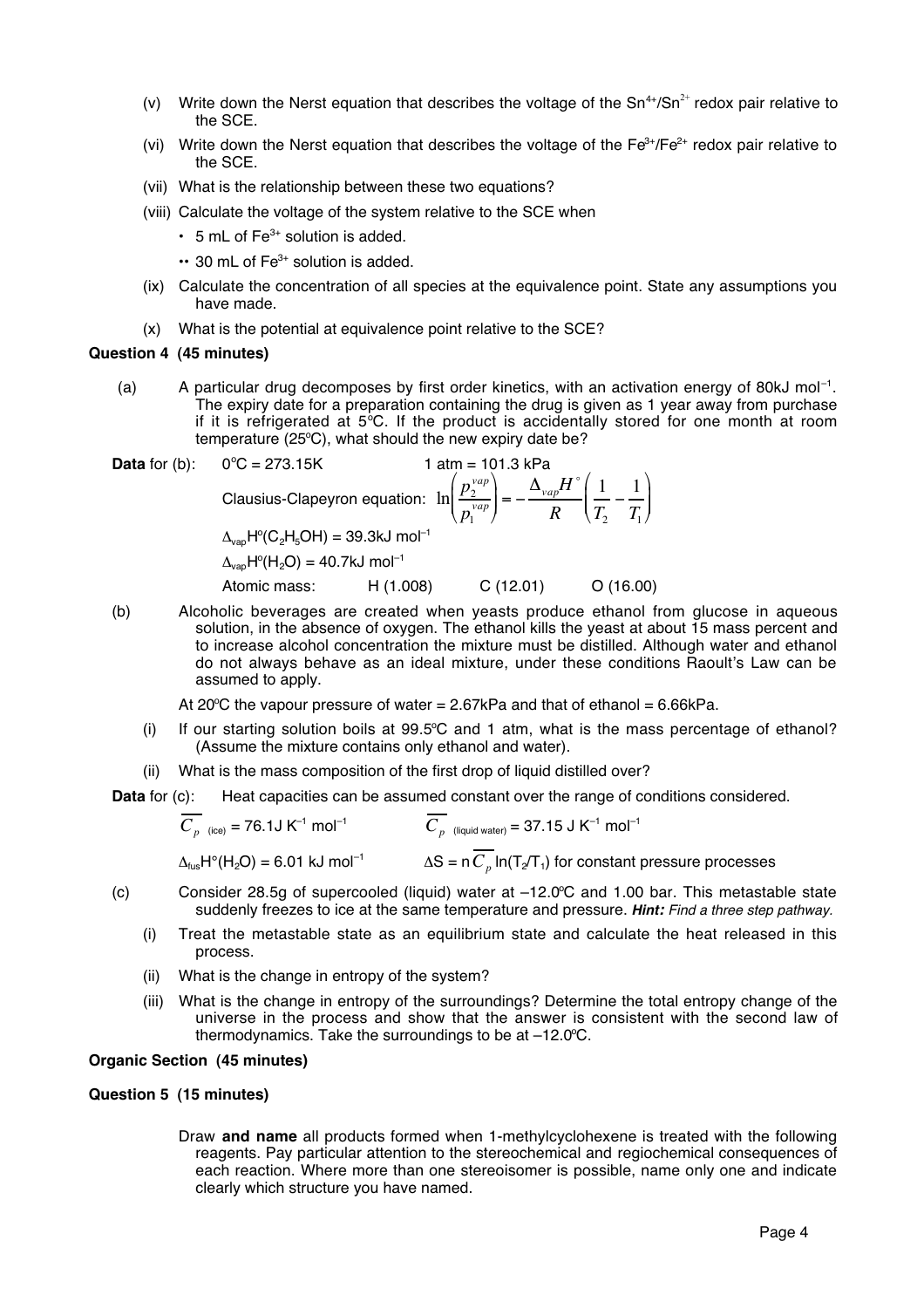(v) Write down the Nerst equation that describes the voltage of the $Sn^{4+}/Sn^{2+}$ redox pair relative to the SCE.

(vi) Write down the Nerst equation that describes the voltage of the $Fe^{3+}/Fe^{2+}$ redox pair relative to the SCE.

(vii) What is the relationship between these two equations?

(viii) Calculate the voltage of the system relative to the SCE when

- • 5 mL of $Fe^{3+}$ solution is added.
- •• 30 mL of $Fe^{3+}$ solution is added.

(ix) Calculate the concentration of all species at the equivalence point. State any assumptions you have made.

(x) What is the potential at equivalence point relative to the SCE?

### Question 4 (45 minutes)

(a) A particular drug decomposes by first order kinetics, with an activation energy of 80kJ mol$^{-1}$. The expiry date for a preparation containing the drug is given as 1 year away from purchase if it is refrigerated at 5°C. If the product is accidentally stored for one month at room temperature (25°C), what should the new expiry date be?

**Data** for (b): 0°C = 273.15K 1 atm = 101.3 kPa

Clausius-Clapeyron equation: $\ln\left(\frac{p_2^{vap}}{p_1^{vap}}\right) = -\frac{\Delta_{vap}H^\circ}{R}\left(\frac{1}{T_2} - \frac{1}{T_1}\right)$

$\Delta_{vap}H^\circ(C_2H_5OH)$ = 39.3kJ mol$^{-1}$

$\Delta_{vap}H^\circ(H_2O)$ = 40.7kJ mol$^{-1}$

Atomic mass: H (1.008) C (12.01) O (16.00)

(b) Alcoholic beverages are created when yeasts produce ethanol from glucose in aqueous solution, in the absence of oxygen. The ethanol kills the yeast at about 15 mass percent and to increase alcohol concentration the mixture must be distilled. Although water and ethanol do not always behave as an ideal mixture, under these conditions Raoult's Law can be assumed to apply.

At 20°C the vapour pressure of water = 2.67kPa and that of ethanol = 6.66kPa.

(i) If our starting solution boils at 99.5°C and 1 atm, what is the mass percentage of ethanol? (Assume the mixture contains only ethanol and water).

(ii) What is the mass composition of the first drop of liquid distilled over?

**Data** for (c): Heat capacities can be assumed constant over the range of conditions considered.

$\overline{C_p}$ (ice) = 76.1J K$^{-1}$ mol$^{-1}$ $\overline{C_p}$ (liquid water) = 37.15 J K$^{-1}$ mol$^{-1}$

$\Delta_{fus}H^\circ(H_2O)$ = 6.01 kJ mol$^{-1}$ $\Delta S = n\overline{C_p}\ln(T_2/T_1)$ for constant pressure processes

(c) Consider 28.5g of supercooled (liquid) water at –12.0°C and 1.00 bar. This metastable state suddenly freezes to ice at the same temperature and pressure. ***Hint:*** *Find a three step pathway.*

(i) Treat the metastable state as an equilibrium state and calculate the heat released in this process.

(ii) What is the change in entropy of the system?

(iii) What is the change in entropy of the surroundings? Determine the total entropy change of the universe in the process and show that the answer is consistent with the second law of thermodynamics. Take the surroundings to be at –12.0°C.

### Organic Section (45 minutes)

### Question 5 (15 minutes)

Draw **and name** all products formed when 1-methylcyclohexene is treated with the following reagents. Pay particular attention to the stereochemical and regiochemical consequences of each reaction. Where more than one stereoisomer is possible, name only one and indicate clearly which structure you have named.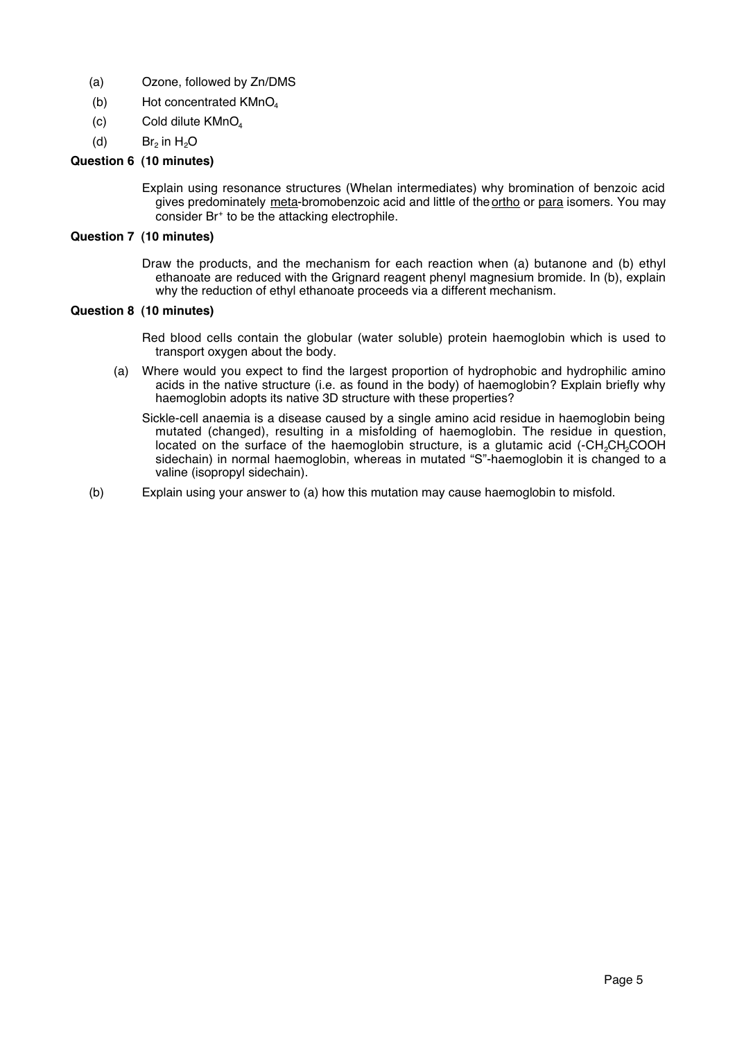(a) Ozone, followed by Zn/DMS

(b) Hot concentrated $KMnO_4$

(c) Cold dilute $KMnO_4$

(d) $Br_2$ in $H_2O$

**Question 6 (10 minutes)**

Explain using resonance structures (Whelan intermediates) why bromination of benzoic acid gives predominately meta-bromobenzoic acid and little of the ortho or para isomers. You may consider $Br^+$ to be the attacking electrophile.

**Question 7 (10 minutes)**

Draw the products, and the mechanism for each reaction when (a) butanone and (b) ethyl ethanoate are reduced with the Grignard reagent phenyl magnesium bromide. In (b), explain why the reduction of ethyl ethanoate proceeds via a different mechanism.

**Question 8 (10 minutes)**

Red blood cells contain the globular (water soluble) protein haemoglobin which is used to transport oxygen about the body.

(a) Where would you expect to find the largest proportion of hydrophobic and hydrophilic amino acids in the native structure (i.e. as found in the body) of haemoglobin? Explain briefly why haemoglobin adopts its native 3D structure with these properties?

Sickle-cell anaemia is a disease caused by a single amino acid residue in haemoglobin being mutated (changed), resulting in a misfolding of haemoglobin. The residue in question, located on the surface of the haemoglobin structure, is a glutamic acid (-$CH_2CH_2COOH$ sidechain) in normal haemoglobin, whereas in mutated "S"-haemoglobin it is changed to a valine (isopropyl sidechain).

(b) Explain using your answer to (a) how this mutation may cause haemoglobin to misfold.